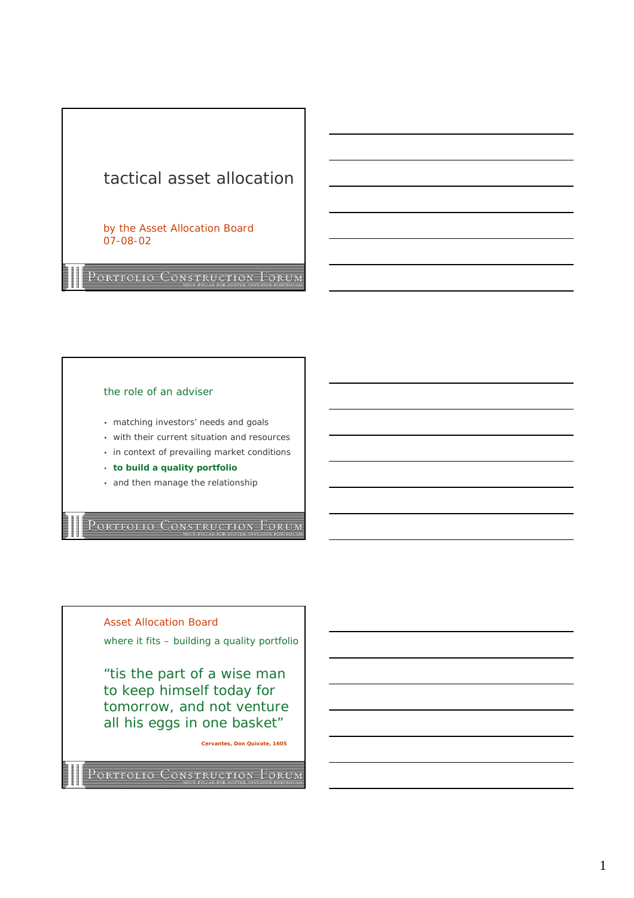# tactical asset allocation

by the Asset Allocation Board
07-08-02

PORTFOLIO CONSTRUCTION FORUM
YOUR PILLAR FOR BETTER INVESTOR PORTFOLIOS

## the role of an adviser

- matching investors' needs and goals
- with their current situation and resources
- in context of prevailing market conditions
- **to build a quality portfolio**
- and then manage the relationship

PORTFOLIO CONSTRUCTION FORUM
YOUR PILLAR FOR BETTER INVESTOR PORTFOLIOS

## Asset Allocation Board

where it fits – building a quality portfolio

"tis the part of a wise man to keep himself today for tomorrow, and not venture all his eggs in one basket"

**Cervantes, Don Quixote, 1605**

PORTFOLIO CONSTRUCTION FORUM
YOUR PILLAR FOR BETTER INVESTOR PORTFOLIOS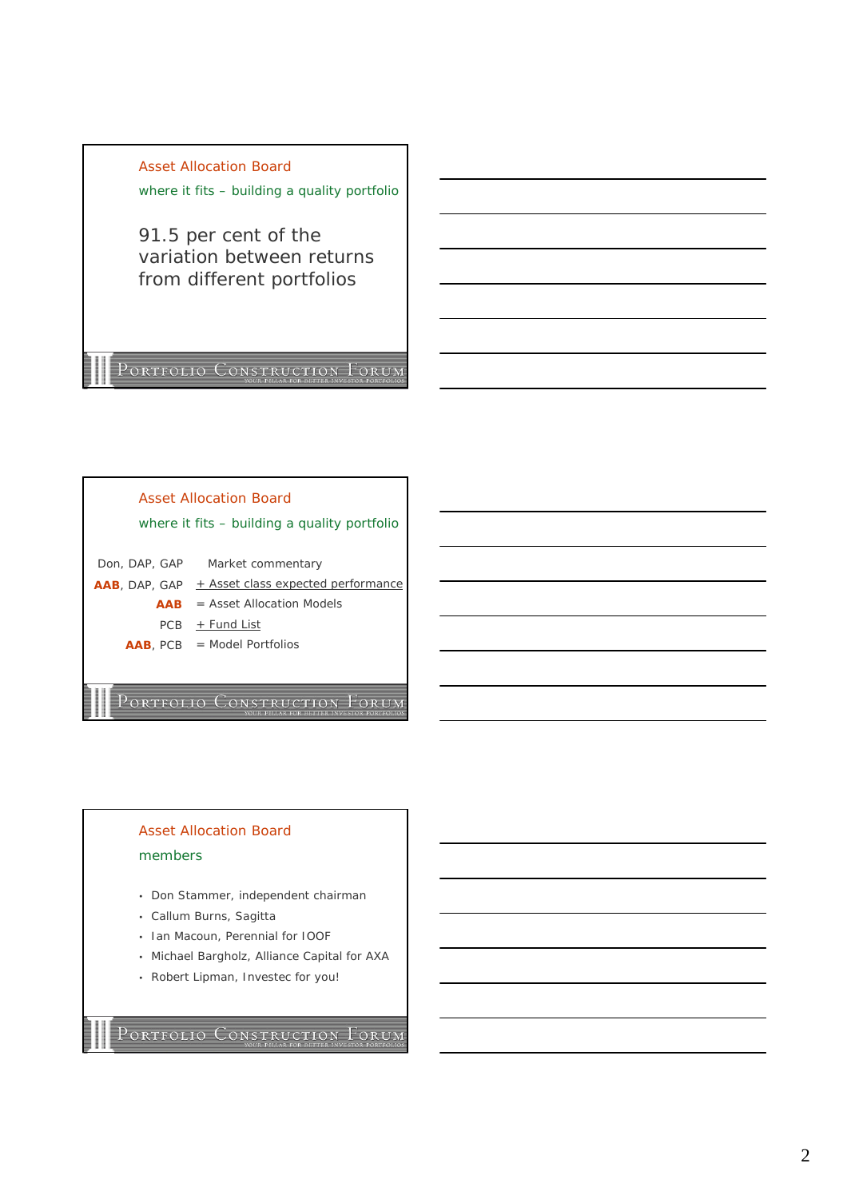## Asset Allocation Board

### where it fits – building a quality portfolio

91.5 per cent of the variation between returns from different portfolios

## Asset Allocation Board

### where it fits – building a quality portfolio

| | |
|---|---|
| Don, DAP, GAP | Market commentary |
| **AAB**, DAP, GAP | + Asset class expected performance |
| **AAB** | = Asset Allocation Models |
| PCB | + Fund List |
| **AAB**, PCB | = Model Portfolios |

## Asset Allocation Board

### members

- Don Stammer, independent chairman
- Callum Burns, Sagitta
- Ian Macoun, Perennial for IOOF
- Michael Bargholz, Alliance Capital for AXA
- Robert Lipman, Investec for you!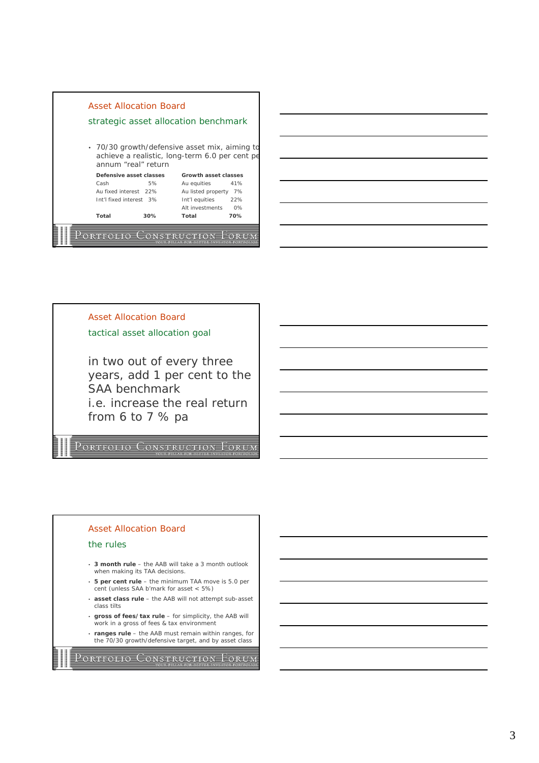## Asset Allocation Board

### strategic asset allocation benchmark

- 70/30 growth/defensive asset mix, aiming to achieve a realistic, long-term 6.0 per cent per annum "real" return

| Defensive asset classes | | Growth asset classes | |
|---|---|---|---|
| Cash | 5% | Au equities | 41% |
| Au fixed interest | 22% | Au listed property | 7% |
| Int'l fixed interest | 3% | Int'l equities | 22% |
| | | Alt investments | 0% |
| **Total** | **30%** | **Total** | **70%** |

PORTFOLIO CONSTRUCTION FORUM
YOUR PILLAR FOR BETTER INVESTOR PORTFOLIOS

## Asset Allocation Board

### tactical asset allocation goal

in two out of every three years, add 1 per cent to the SAA benchmark
i.e. increase the real return from 6 to 7 % pa

PORTFOLIO CONSTRUCTION FORUM
YOUR PILLAR FOR BETTER INVESTOR PORTFOLIOS

## Asset Allocation Board

### the rules

- **3 month rule** – the AAB will take a 3 month outlook when making its TAA decisions.
- **5 per cent rule** – the minimum TAA move is 5.0 per cent (unless SAA b'mark for asset < 5%)
- **asset class rule** – the AAB will not attempt sub-asset class tilts
- **gross of fees/tax rule** – for simplicity, the AAB will work in a gross of fees & tax environment
- **ranges rule** – the AAB must remain within ranges, for the 70/30 growth/defensive target, and by asset class

PORTFOLIO CONSTRUCTION FORUM
YOUR PILLAR FOR BETTER INVESTOR PORTFOLIOS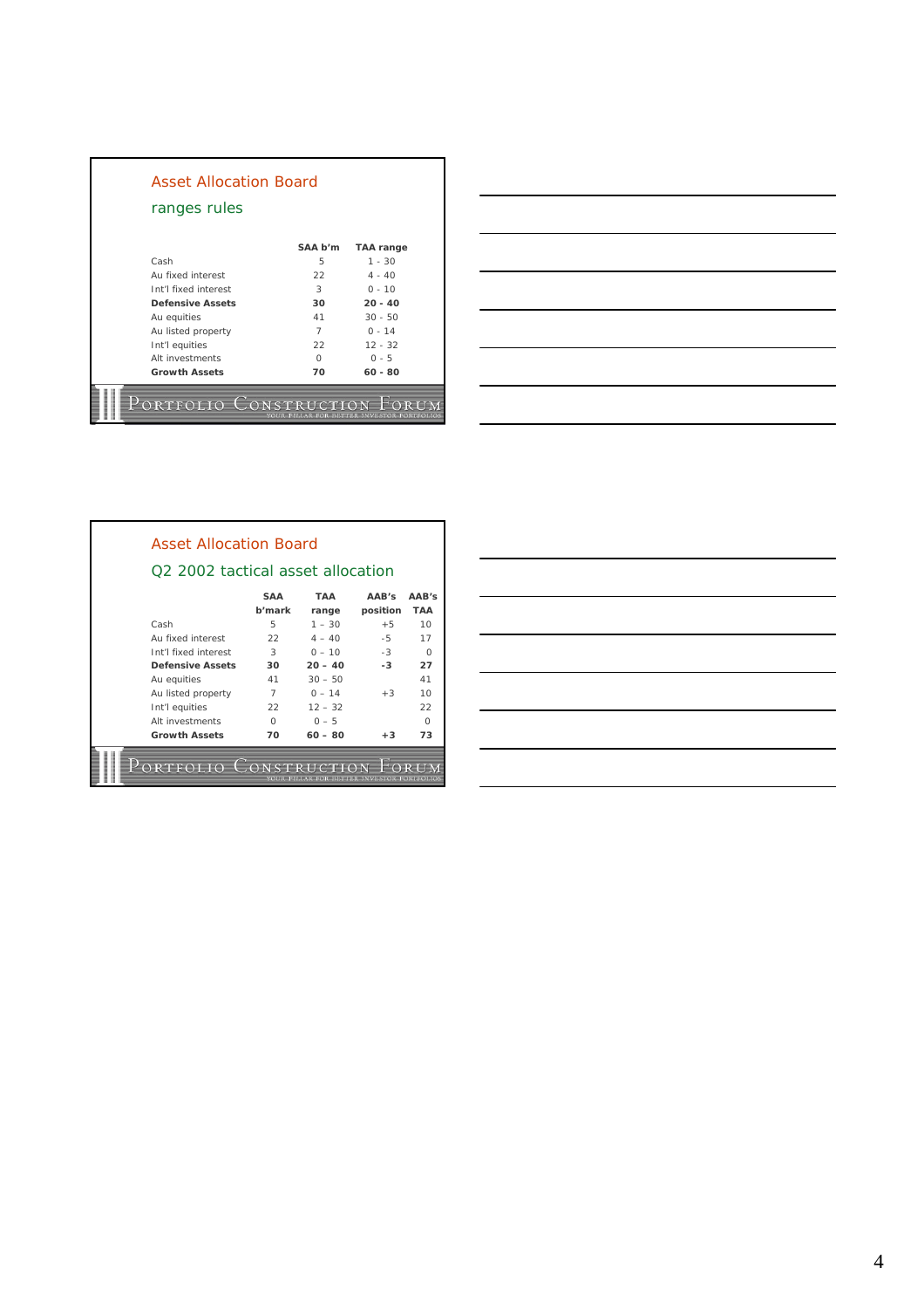## Asset Allocation Board

### ranges rules

| | SAA b'm | TAA range |
|---|---|---|
| Cash | 5 | 1 - 30 |
| Au fixed interest | 22 | 4 - 40 |
| Int'l fixed interest | 3 | 0 - 10 |
| **Defensive Assets** | **30** | **20 - 40** |
| Au equities | 41 | 30 - 50 |
| Au listed property | 7 | 0 - 14 |
| Int'l equities | 22 | 12 - 32 |
| Alt investments | 0 | 0 - 5 |
| **Growth Assets** | **70** | **60 - 80** |

Portfolio Construction Forum
YOUR PILLAR FOR BETTER INVESTOR PORTFOLIOS

## Asset Allocation Board

### Q2 2002 tactical asset allocation

| | SAA b'mark | TAA range | AAB's position | AAB's TAA |
|---|---|---|---|---|
| Cash | 5 | 1 – 30 | +5 | 10 |
| Au fixed interest | 22 | 4 – 40 | -5 | 17 |
| Int'l fixed interest | 3 | 0 – 10 | -3 | 0 |
| **Defensive Assets** | **30** | **20 – 40** | **-3** | **27** |
| Au equities | 41 | 30 – 50 | | 41 |
| Au listed property | 7 | 0 – 14 | +3 | 10 |
| Int'l equities | 22 | 12 – 32 | | 22 |
| Alt investments | 0 | 0 – 5 | | 0 |
| **Growth Assets** | **70** | **60 – 80** | **+3** | **73** |

Portfolio Construction Forum
YOUR PILLAR FOR BETTER INVESTOR PORTFOLIOS